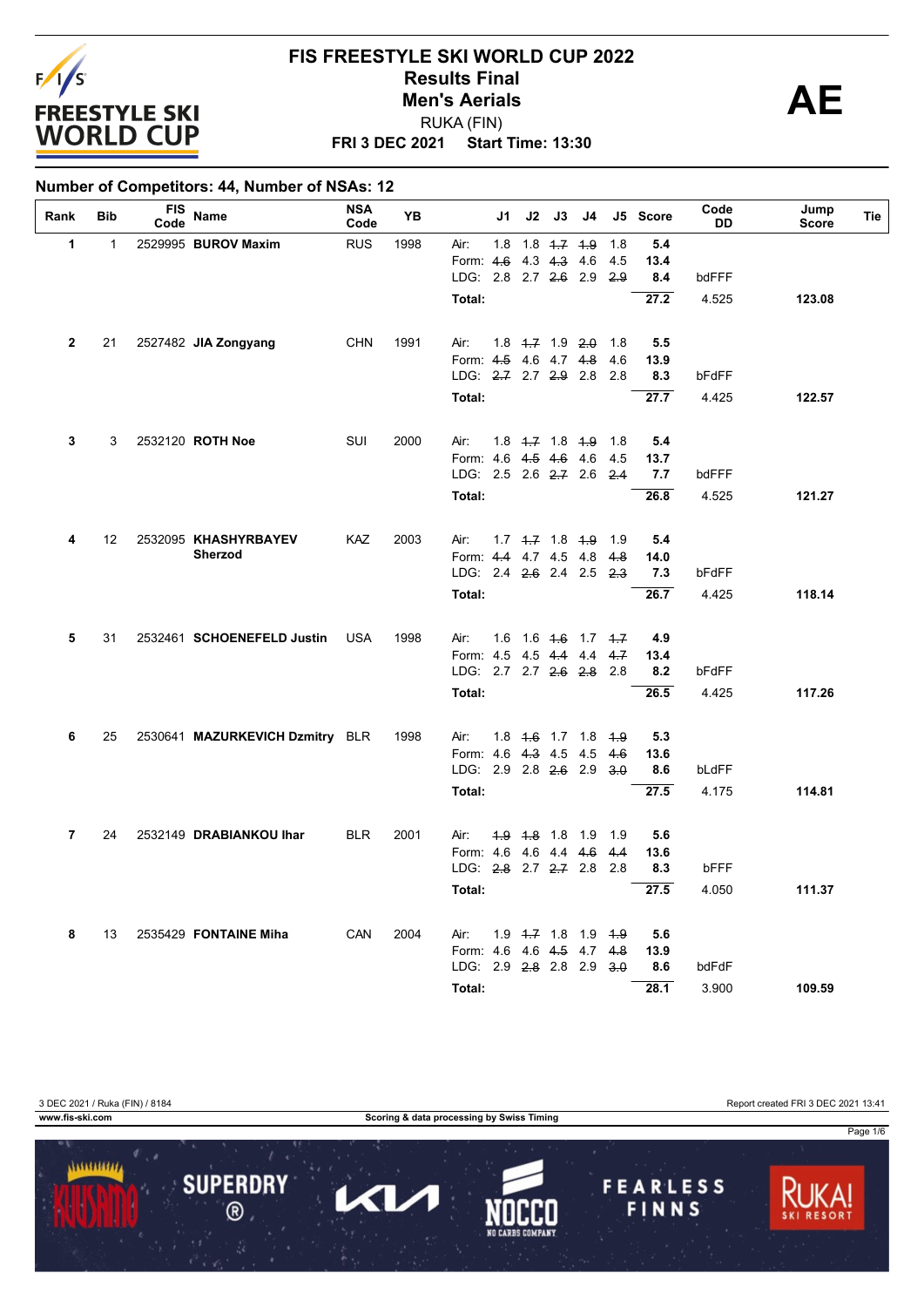# FIS FREESTYLE SKI WORLD CUP 2022

## Results Final

## Men's Aerials

RUKA (FIN)

**FRI 3 DEC 2021 Start Time: 13:30**

**AE**

**Number of Competitors: 44, Number of NSAs: 12**

| Rank | Bib | FIS Code | Name | NSA Code | YB | | J1 | J2 | J3 | J4 | J5 | Score | Code DD | Jump Score | Tie |
|---|---|---|---|---|---|---|---|---|---|---|---|---|---|---|---|
| 1 | 1 | 2529995 | **BUROV Maxim** | RUS | 1998 | Air: | 1.8 | 1.8 | ~~1.7~~ | ~~1.9~~ | 1.8 | **5.4** | | | |
| | | | | | | Form: | ~~4.6~~ | 4.3 | ~~4.3~~ | 4.6 | 4.5 | **13.4** | | | |
| | | | | | | LDG: | 2.8 | 2.7 | ~~2.6~~ | 2.9 | ~~2.9~~ | **8.4** | bdFFF | | |
| | | | | | | **Total:** | | | | | | **27.2** | 4.525 | **123.08** | |
| 2 | 21 | 2527482 | **JIA Zongyang** | CHN | 1991 | Air: | 1.8 | ~~1.7~~ | 1.9 | ~~2.0~~ | 1.8 | **5.5** | | | |
| | | | | | | Form: | ~~4.5~~ | 4.6 | 4.7 | ~~4.8~~ | 4.6 | **13.9** | | | |
| | | | | | | LDG: | ~~2.7~~ | 2.7 | ~~2.9~~ | 2.8 | 2.8 | **8.3** | bFdFF | | |
| | | | | | | **Total:** | | | | | | **27.7** | 4.425 | **122.57** | |
| 3 | 3 | 2532120 | **ROTH Noe** | SUI | 2000 | Air: | 1.8 | ~~1.7~~ | 1.8 | ~~1.9~~ | 1.8 | **5.4** | | | |
| | | | | | | Form: | 4.6 | ~~4.5~~ | ~~4.6~~ | 4.6 | 4.5 | **13.7** | | | |
| | | | | | | LDG: | 2.5 | 2.6 | ~~2.7~~ | 2.6 | ~~2.4~~ | **7.7** | bdFFF | | |
| | | | | | | **Total:** | | | | | | **26.8** | 4.525 | **121.27** | |
| 4 | 12 | 2532095 | **KHASHYRBAYEV Sherzod** | KAZ | 2003 | Air: | 1.7 | ~~1.7~~ | 1.8 | ~~1.9~~ | 1.9 | **5.4** | | | |
| | | | | | | Form: | ~~4.4~~ | 4.7 | 4.5 | 4.8 | ~~4.8~~ | **14.0** | | | |
| | | | | | | LDG: | 2.4 | ~~2.6~~ | 2.4 | 2.5 | ~~2.3~~ | **7.3** | bFdFF | | |
| | | | | | | **Total:** | | | | | | **26.7** | 4.425 | **118.14** | |
| 5 | 31 | 2532461 | **SCHOENEFELD Justin** | USA | 1998 | Air: | 1.6 | 1.6 | ~~1.6~~ | 1.7 | ~~1.7~~ | **4.9** | | | |
| | | | | | | Form: | 4.5 | 4.5 | ~~4.4~~ | 4.4 | ~~4.7~~ | **13.4** | | | |
| | | | | | | LDG: | 2.7 | 2.7 | ~~2.6~~ | ~~2.8~~ | 2.8 | **8.2** | bFdFF | | |
| | | | | | | **Total:** | | | | | | **26.5** | 4.425 | **117.26** | |
| 6 | 25 | 2530641 | **MAZURKEVICH Dzmitry** | BLR | 1998 | Air: | 1.8 | ~~1.6~~ | 1.7 | 1.8 | ~~1.9~~ | **5.3** | | | |
| | | | | | | Form: | 4.6 | ~~4.3~~ | 4.5 | 4.5 | ~~4.6~~ | **13.6** | | | |
| | | | | | | LDG: | 2.9 | 2.8 | ~~2.6~~ | 2.9 | ~~3.0~~ | **8.6** | bLdFF | | |
| | | | | | | **Total:** | | | | | | **27.5** | 4.175 | **114.81** | |
| 7 | 24 | 2532149 | **DRABIANKOU Ihar** | BLR | 2001 | Air: | ~~1.9~~ | ~~1.8~~ | 1.8 | 1.9 | 1.9 | **5.6** | | | |
| | | | | | | Form: | 4.6 | 4.6 | 4.4 | ~~4.6~~ | ~~4.4~~ | **13.6** | | | |
| | | | | | | LDG: | ~~2.8~~ | 2.7 | ~~2.7~~ | 2.8 | 2.8 | **8.3** | bFFF | | |
| | | | | | | **Total:** | | | | | | **27.5** | 4.050 | **111.37** | |
| 8 | 13 | 2535429 | **FONTAINE Miha** | CAN | 2004 | Air: | 1.9 | ~~1.7~~ | 1.8 | 1.9 | ~~1.9~~ | **5.6** | | | |
| | | | | | | Form: | 4.6 | 4.6 | ~~4.5~~ | 4.7 | ~~4.8~~ | **13.9** | | | |
| | | | | | | LDG: | 2.9 | ~~2.8~~ | 2.8 | 2.9 | ~~3.0~~ | **8.6** | bdFdF | | |
| | | | | | | **Total:** | | | | | | **28.1** | 3.900 | **109.59** | |

3 DEC 2021 / Ruka (FIN) / 8184

Report created FRI 3 DEC 2021 13:41

www.fis-ski.com

Scoring & data processing by Swiss Timing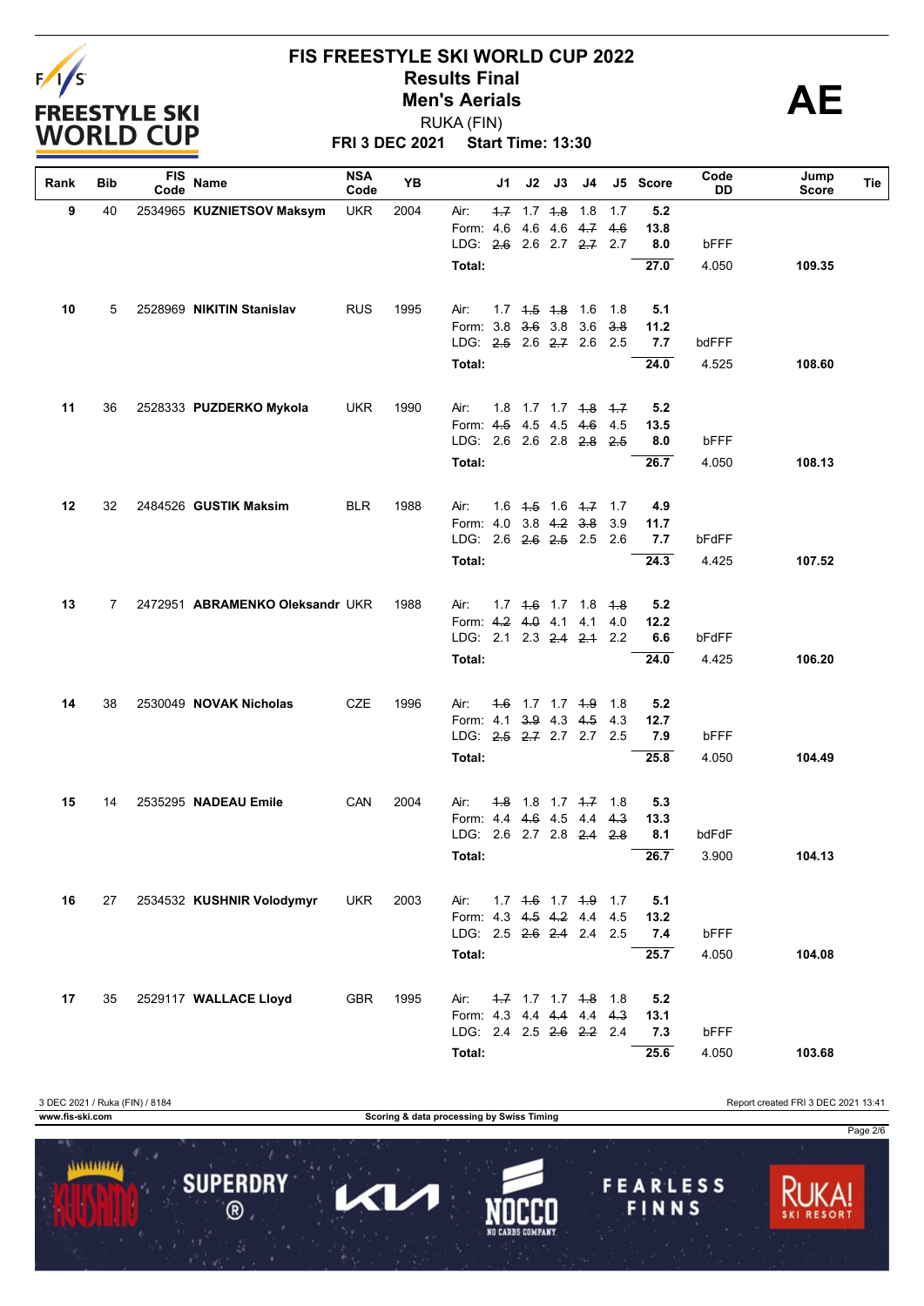# FIS FREESTYLE SKI WORLD CUP 2022

## Results Final

## Men's Aerials

RUKA (FIN)

**FRI 3 DEC 2021 Start Time: 13:30**

**AE**

| Rank | Bib | FIS Code | Name | NSA Code | YB | | J1 | J2 | J3 | J4 | J5 | Score | Code DD | Jump Score | Tie |
|---|---|---|---|---|---|---|---|---|---|---|---|---|---|---|---|
| 9 | 40 | 2534965 | **KUZNIETSOV Maksym** | UKR | 2004 | Air: | ~~1.7~~ | 1.7 | ~~1.8~~ | 1.8 | 1.7 | 5.2 | | | |
| | | | | | | Form: | 4.6 | 4.6 | 4.6 | ~~4.7~~ | ~~4.6~~ | 13.8 | | | |
| | | | | | | LDG: | ~~2.6~~ | 2.6 | 2.7 | ~~2.7~~ | 2.7 | 8.0 | bFFF | | |
| | | | | | | **Total:** | | | | | | **27.0** | 4.050 | **109.35** | |
| 10 | 5 | 2528969 | **NIKITIN Stanislav** | RUS | 1995 | Air: | 1.7 | ~~1.5~~ | ~~1.8~~ | 1.6 | 1.8 | 5.1 | | | |
| | | | | | | Form: | 3.8 | ~~3.6~~ | 3.8 | 3.6 | ~~3.8~~ | 11.2 | | | |
| | | | | | | LDG: | ~~2.5~~ | 2.6 | ~~2.7~~ | 2.6 | 2.5 | 7.7 | bdFFF | | |
| | | | | | | **Total:** | | | | | | **24.0** | 4.525 | **108.60** | |
| 11 | 36 | 2528333 | **PUZDERKO Mykola** | UKR | 1990 | Air: | 1.8 | 1.7 | 1.7 | ~~1.8~~ | ~~1.7~~ | 5.2 | | | |
| | | | | | | Form: | ~~4.5~~ | 4.5 | 4.5 | ~~4.6~~ | 4.5 | 13.5 | | | |
| | | | | | | LDG: | 2.6 | 2.6 | 2.8 | ~~2.8~~ | ~~2.5~~ | 8.0 | bFFF | | |
| | | | | | | **Total:** | | | | | | **26.7** | 4.050 | **108.13** | |
| 12 | 32 | 2484526 | **GUSTIK Maksim** | BLR | 1988 | Air: | 1.6 | ~~1.5~~ | 1.6 | ~~1.7~~ | 1.7 | 4.9 | | | |
| | | | | | | Form: | 4.0 | 3.8 | ~~4.2~~ | ~~3.8~~ | 3.9 | 11.7 | | | |
| | | | | | | LDG: | 2.6 | ~~2.6~~ | ~~2.5~~ | 2.5 | 2.6 | 7.7 | bFdFF | | |
| | | | | | | **Total:** | | | | | | **24.3** | 4.425 | **107.52** | |
| 13 | 7 | 2472951 | **ABRAMENKO Oleksandr** | UKR | 1988 | Air: | 1.7 | ~~1.6~~ | 1.7 | 1.8 | ~~1.8~~ | 5.2 | | | |
| | | | | | | Form: | ~~4.2~~ | ~~4.0~~ | 4.1 | 4.1 | 4.0 | 12.2 | | | |
| | | | | | | LDG: | 2.1 | 2.3 | ~~2.4~~ | ~~2.1~~ | 2.2 | 6.6 | bFdFF | | |
| | | | | | | **Total:** | | | | | | **24.0** | 4.425 | **106.20** | |
| 14 | 38 | 2530049 | **NOVAK Nicholas** | CZE | 1996 | Air: | ~~1.6~~ | 1.7 | 1.7 | ~~1.9~~ | 1.8 | 5.2 | | | |
| | | | | | | Form: | 4.1 | ~~3.9~~ | 4.3 | ~~4.5~~ | 4.3 | 12.7 | | | |
| | | | | | | LDG: | ~~2.5~~ | ~~2.7~~ | 2.7 | 2.7 | 2.5 | 7.9 | bFFF | | |
| | | | | | | **Total:** | | | | | | **25.8** | 4.050 | **104.49** | |
| 15 | 14 | 2535295 | **NADEAU Emile** | CAN | 2004 | Air: | ~~1.8~~ | 1.8 | 1.7 | ~~1.7~~ | 1.8 | 5.3 | | | |
| | | | | | | Form: | 4.4 | ~~4.6~~ | 4.5 | 4.4 | ~~4.3~~ | 13.3 | | | |
| | | | | | | LDG: | 2.6 | 2.7 | 2.8 | ~~2.4~~ | ~~2.8~~ | 8.1 | bdFdF | | |
| | | | | | | **Total:** | | | | | | **26.7** | 3.900 | **104.13** | |
| 16 | 27 | 2534532 | **KUSHNIR Volodymyr** | UKR | 2003 | Air: | 1.7 | ~~1.6~~ | 1.7 | ~~1.9~~ | 1.7 | 5.1 | | | |
| | | | | | | Form: | 4.3 | ~~4.5~~ | ~~4.2~~ | 4.4 | 4.5 | 13.2 | | | |
| | | | | | | LDG: | 2.5 | ~~2.6~~ | ~~2.4~~ | 2.4 | 2.5 | 7.4 | bFFF | | |
| | | | | | | **Total:** | | | | | | **25.7** | 4.050 | **104.08** | |
| 17 | 35 | 2529117 | **WALLACE Lloyd** | GBR | 1995 | Air: | ~~1.7~~ | 1.7 | 1.7 | ~~1.8~~ | 1.8 | 5.2 | | | |
| | | | | | | Form: | 4.3 | 4.4 | ~~4.4~~ | 4.4 | ~~4.3~~ | 13.1 | | | |
| | | | | | | LDG: | 2.4 | 2.5 | ~~2.6~~ | ~~2.2~~ | 2.4 | 7.3 | bFFF | | |
| | | | | | | **Total:** | | | | | | **25.6** | 4.050 | **103.68** | |

3 DEC 2021 / Ruka (FIN) / 8184

Report created FRI 3 DEC 2021 13:41

www.fis-ski.com

Scoring & data processing by Swiss Timing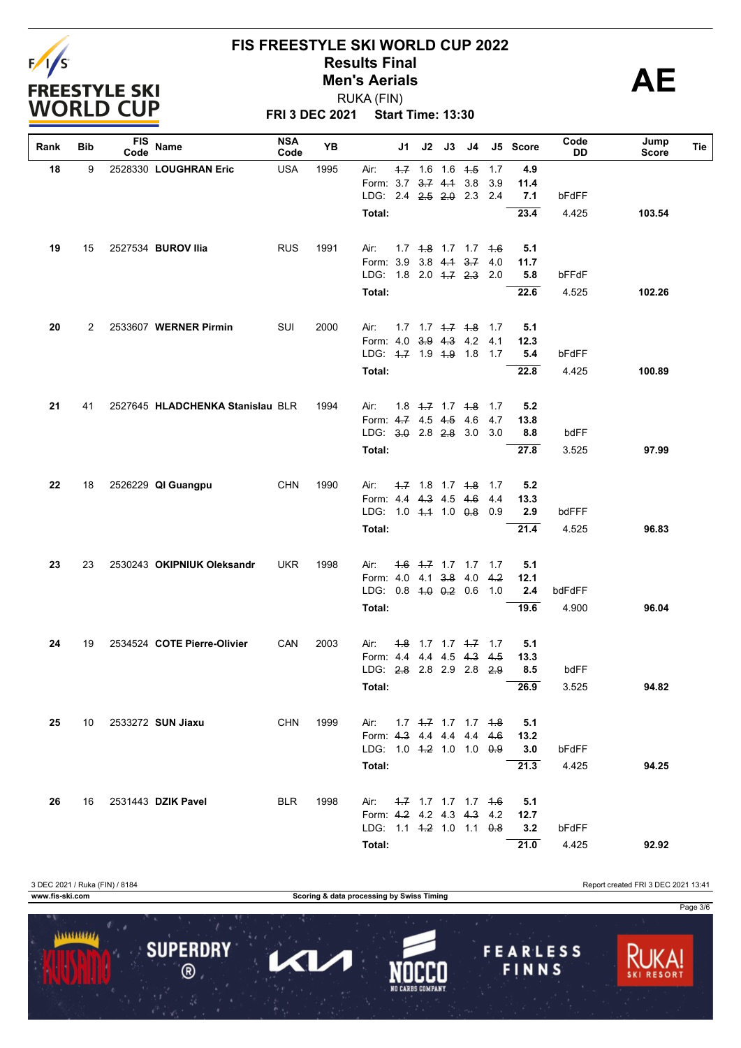# FIS FREESTYLE SKI WORLD CUP 2022

## Results Final

## Men's Aerials

RUKA (FIN)

**FRI 3 DEC 2021 Start Time: 13:30**

**AE**

| Rank | Bib | FIS Code | Name | NSA Code | YB | | J1 | J2 | J3 | J4 | J5 | Score | Code DD | Jump Score | Tie |
|---|---|---|---|---|---|---|---|---|---|---|---|---|---|---|---|
| 18 | 9 | 2528330 | LOUGHRAN Eric | USA | 1995 | Air: | ~~1.7~~ | 1.6 | 1.6 | ~~1.5~~ | 1.7 | 4.9 | | | |
| | | | | | | Form: | 3.7 | ~~3.7~~ | ~~4.1~~ | 3.8 | 3.9 | 11.4 | | | |
| | | | | | | LDG: | 2.4 | ~~2.5~~ | ~~2.0~~ | 2.3 | 2.4 | 7.1 | bFdFF | | |
| | | | | | | Total: | | | | | | 23.4 | 4.425 | 103.54 | |
| 19 | 15 | 2527534 | BUROV Ilia | RUS | 1991 | Air: | 1.7 | ~~1.8~~ | 1.7 | 1.7 | ~~1.6~~ | 5.1 | | | |
| | | | | | | Form: | 3.9 | 3.8 | ~~4.1~~ | ~~3.7~~ | 4.0 | 11.7 | | | |
| | | | | | | LDG: | 1.8 | 2.0 | ~~1.7~~ | ~~2.3~~ | 2.0 | 5.8 | bFFdF | | |
| | | | | | | Total: | | | | | | 22.6 | 4.525 | 102.26 | |
| 20 | 2 | 2533607 | WERNER Pirmin | SUI | 2000 | Air: | 1.7 | 1.7 | ~~1.7~~ | ~~1.8~~ | 1.7 | 5.1 | | | |
| | | | | | | Form: | 4.0 | ~~3.9~~ | ~~4.3~~ | 4.2 | 4.1 | 12.3 | | | |
| | | | | | | LDG: | ~~1.7~~ | 1.9 | ~~1.9~~ | 1.8 | 1.7 | 5.4 | bFdFF | | |
| | | | | | | Total: | | | | | | 22.8 | 4.425 | 100.89 | |
| 21 | 41 | 2527645 | HLADCHENKA Stanislau | BLR | 1994 | Air: | 1.8 | ~~1.7~~ | 1.7 | ~~1.8~~ | 1.7 | 5.2 | | | |
| | | | | | | Form: | ~~4.7~~ | 4.5 | ~~4.5~~ | 4.6 | 4.7 | 13.8 | | | |
| | | | | | | LDG: | ~~3.0~~ | 2.8 | ~~2.8~~ | 3.0 | 3.0 | 8.8 | bdFF | | |
| | | | | | | Total: | | | | | | 27.8 | 3.525 | 97.99 | |
| 22 | 18 | 2526229 | QI Guangpu | CHN | 1990 | Air: | ~~1.7~~ | 1.8 | 1.7 | ~~1.8~~ | 1.7 | 5.2 | | | |
| | | | | | | Form: | 4.4 | ~~4.3~~ | 4.5 | ~~4.6~~ | 4.4 | 13.3 | | | |
| | | | | | | LDG: | 1.0 | ~~1.1~~ | 1.0 | ~~0.8~~ | 0.9 | 2.9 | bdFFF | | |
| | | | | | | Total: | | | | | | 21.4 | 4.525 | 96.83 | |
| 23 | 23 | 2530243 | OKIPNIUK Oleksandr | UKR | 1998 | Air: | ~~1.6~~ | ~~1.7~~ | 1.7 | 1.7 | 1.7 | 5.1 | | | |
| | | | | | | Form: | 4.0 | 4.1 | ~~3.8~~ | 4.0 | ~~4.2~~ | 12.1 | | | |
| | | | | | | LDG: | 0.8 | ~~1.0~~ | ~~0.2~~ | 0.6 | 1.0 | 2.4 | bdFdFF | | |
| | | | | | | Total: | | | | | | 19.6 | 4.900 | 96.04 | |
| 24 | 19 | 2534524 | COTE Pierre-Olivier | CAN | 2003 | Air: | ~~1.8~~ | 1.7 | 1.7 | ~~1.7~~ | 1.7 | 5.1 | | | |
| | | | | | | Form: | 4.4 | 4.4 | 4.5 | ~~4.3~~ | ~~4.5~~ | 13.3 | | | |
| | | | | | | LDG: | ~~2.8~~ | 2.8 | 2.9 | 2.8 | ~~2.9~~ | 8.5 | bdFF | | |
| | | | | | | Total: | | | | | | 26.9 | 3.525 | 94.82 | |
| 25 | 10 | 2533272 | SUN Jiaxu | CHN | 1999 | Air: | 1.7 | ~~1.7~~ | 1.7 | 1.7 | ~~1.8~~ | 5.1 | | | |
| | | | | | | Form: | ~~4.3~~ | 4.4 | 4.4 | 4.4 | ~~4.6~~ | 13.2 | | | |
| | | | | | | LDG: | 1.0 | ~~1.2~~ | 1.0 | 1.0 | ~~0.9~~ | 3.0 | bFdFF | | |
| | | | | | | Total: | | | | | | 21.3 | 4.425 | 94.25 | |
| 26 | 16 | 2531443 | DZIK Pavel | BLR | 1998 | Air: | ~~1.7~~ | 1.7 | 1.7 | 1.7 | ~~1.6~~ | 5.1 | | | |
| | | | | | | Form: | ~~4.2~~ | 4.2 | 4.3 | ~~4.3~~ | 4.2 | 12.7 | | | |
| | | | | | | LDG: | 1.1 | ~~1.2~~ | 1.0 | 1.1 | ~~0.8~~ | 3.2 | bFdFF | | |
| | | | | | | Total: | | | | | | 21.0 | 4.425 | 92.92 | |

3 DEC 2021 / Ruka (FIN) / 8184

Report created FRI 3 DEC 2021 13:41

www.fis-ski.com

Scoring & data processing by Swiss Timing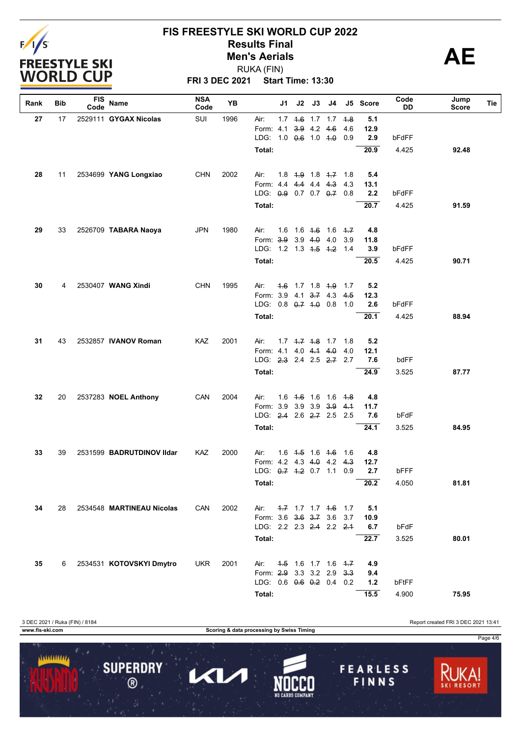# FIS FREESTYLE SKI WORLD CUP 2022

## Results Final

## Men's Aerials

RUKA (FIN)

**FRI 3 DEC 2021 Start Time: 13:30**

**AE**

| Rank | Bib | FIS Code | Name | NSA Code | YB | | J1 | J2 | J3 | J4 | J5 | Score | Code DD | Jump Score | Tie |
|---|---|---|---|---|---|---|---|---|---|---|---|---|---|---|---|
| 27 | 17 | 2529111 | **GYGAX Nicolas** | SUI | 1996 | Air: | 1.7 | ~~1.6~~ | 1.7 | 1.7 | ~~1.8~~ | 5.1 | | | |
| | | | | | | Form: | 4.1 | ~~3.9~~ | 4.2 | ~~4.6~~ | 4.6 | 12.9 | | | |
| | | | | | | LDG: | 1.0 | ~~0.6~~ | 1.0 | ~~1.0~~ | 0.9 | 2.9 | bFdFF | | |
| | | | | | | **Total:** | | | | | | **20.9** | 4.425 | **92.48** | |
| 28 | 11 | 2534699 | **YANG Longxiao** | CHN | 2002 | Air: | 1.8 | ~~1.9~~ | 1.8 | ~~1.7~~ | 1.8 | 5.4 | | | |
| | | | | | | Form: | 4.4 | ~~4.4~~ | 4.4 | ~~4.3~~ | 4.3 | 13.1 | | | |
| | | | | | | LDG: | ~~0.9~~ | 0.7 | 0.7 | ~~0.7~~ | 0.8 | 2.2 | bFdFF | | |
| | | | | | | **Total:** | | | | | | **20.7** | 4.425 | **91.59** | |
| 29 | 33 | 2526709 | **TABARA Naoya** | JPN | 1980 | Air: | 1.6 | 1.6 | ~~1.6~~ | 1.6 | ~~1.7~~ | 4.8 | | | |
| | | | | | | Form: | ~~3.9~~ | 3.9 | ~~4.0~~ | 4.0 | 3.9 | 11.8 | | | |
| | | | | | | LDG: | 1.2 | 1.3 | ~~1.5~~ | ~~1.2~~ | 1.4 | 3.9 | bFdFF | | |
| | | | | | | **Total:** | | | | | | **20.5** | 4.425 | **90.71** | |
| 30 | 4 | 2530407 | **WANG Xindi** | CHN | 1995 | Air: | ~~1.6~~ | 1.7 | 1.8 | ~~1.9~~ | 1.7 | 5.2 | | | |
| | | | | | | Form: | 3.9 | 4.1 | ~~3.7~~ | 4.3 | ~~4.5~~ | 12.3 | | | |
| | | | | | | LDG: | 0.8 | ~~0.7~~ | ~~1.0~~ | 0.8 | 1.0 | 2.6 | bFdFF | | |
| | | | | | | **Total:** | | | | | | **20.1** | 4.425 | **88.94** | |
| 31 | 43 | 2532857 | **IVANOV Roman** | KAZ | 2001 | Air: | 1.7 | ~~1.7~~ | ~~1.8~~ | 1.7 | 1.8 | 5.2 | | | |
| | | | | | | Form: | 4.1 | 4.0 | ~~4.1~~ | ~~4.0~~ | 4.0 | 12.1 | | | |
| | | | | | | LDG: | ~~2.3~~ | 2.4 | 2.5 | ~~2.7~~ | 2.7 | 7.6 | bdFF | | |
| | | | | | | **Total:** | | | | | | **24.9** | 3.525 | **87.77** | |
| 32 | 20 | 2537283 | **NOEL Anthony** | CAN | 2004 | Air: | 1.6 | ~~1.6~~ | 1.6 | 1.6 | ~~1.8~~ | 4.8 | | | |
| | | | | | | Form: | 3.9 | 3.9 | 3.9 | ~~3.9~~ | ~~4.1~~ | 11.7 | | | |
| | | | | | | LDG: | ~~2.4~~ | 2.6 | ~~2.7~~ | 2.5 | 2.5 | 7.6 | bFdF | | |
| | | | | | | **Total:** | | | | | | **24.1** | 3.525 | **84.95** | |
| 33 | 39 | 2531599 | **BADRUTDINOV Ildar** | KAZ | 2000 | Air: | 1.6 | ~~1.5~~ | 1.6 | ~~1.6~~ | 1.6 | 4.8 | | | |
| | | | | | | Form: | 4.2 | 4.3 | ~~4.0~~ | 4.2 | ~~4.3~~ | 12.7 | | | |
| | | | | | | LDG: | ~~0.7~~ | ~~1.2~~ | 0.7 | 1.1 | 0.9 | 2.7 | bFFF | | |
| | | | | | | **Total:** | | | | | | **20.2** | 4.050 | **81.81** | |
| 34 | 28 | 2534548 | **MARTINEAU Nicolas** | CAN | 2002 | Air: | ~~1.7~~ | 1.7 | 1.7 | ~~1.6~~ | 1.7 | 5.1 | | | |
| | | | | | | Form: | 3.6 | ~~3.6~~ | ~~3.7~~ | 3.6 | 3.7 | 10.9 | | | |
| | | | | | | LDG: | 2.2 | 2.3 | ~~2.4~~ | 2.2 | ~~2.1~~ | 6.7 | bFdF | | |
| | | | | | | **Total:** | | | | | | **22.7** | 3.525 | **80.01** | |
| 35 | 6 | 2534531 | **KOTOVSKYI Dmytro** | UKR | 2001 | Air: | ~~1.5~~ | 1.6 | 1.7 | 1.6 | ~~1.7~~ | 4.9 | | | |
| | | | | | | Form: | ~~2.9~~ | 3.3 | 3.2 | 2.9 | ~~3.3~~ | 9.4 | | | |
| | | | | | | LDG: | 0.6 | ~~0.6~~ | ~~0.2~~ | 0.4 | 0.2 | 1.2 | bFtFF | | |
| | | | | | | **Total:** | | | | | | **15.5** | 4.900 | **75.95** | |

3 DEC 2021 / Ruka (FIN) / 8184

Report created FRI 3 DEC 2021 13:41

www.fis-ski.com

Scoring & data processing by Swiss Timing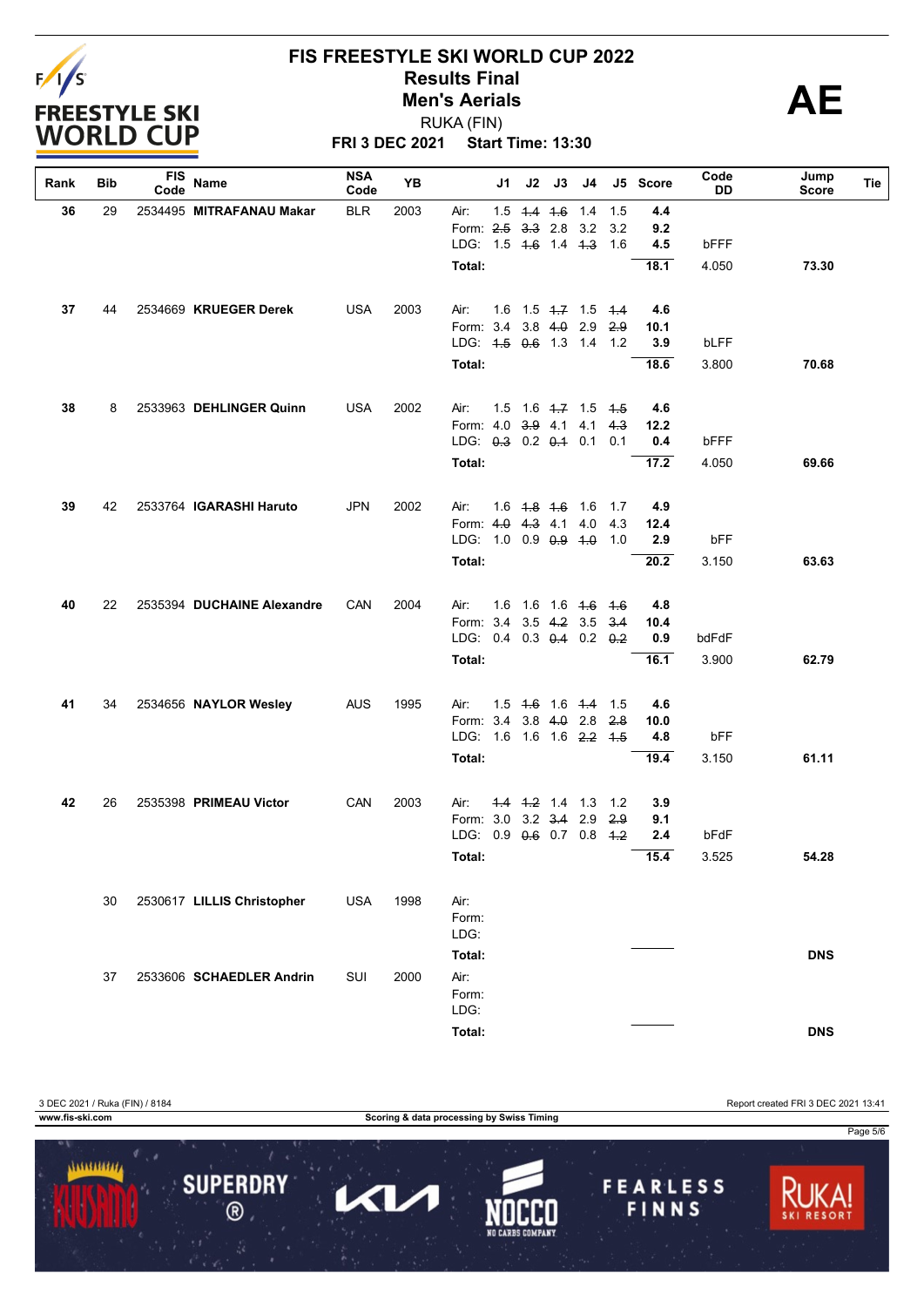# FIS FREESTYLE SKI WORLD CUP 2022

## Results Final

## Men's Aerials

RUKA (FIN)

**FRI 3 DEC 2021 Start Time: 13:30**

**AE**

| Rank | Bib | FIS Code | Name | NSA Code | YB | | J1 | J2 | J3 | J4 | J5 | Score | Code DD | Jump Score | Tie |
|---|---|---|---|---|---|---|---|---|---|---|---|---|---|---|---|
| 36 | 29 | 2534495 | **MITRAFANAU Makar** | BLR | 2003 | Air: | 1.5 | ~~1.4~~ | ~~1.6~~ | 1.4 | 1.5 | 4.4 | | | |
| | | | | | | Form: | ~~2.5~~ | ~~3.3~~ | 2.8 | 3.2 | 3.2 | 9.2 | | | |
| | | | | | | LDG: | 1.5 | ~~1.6~~ | 1.4 | ~~1.3~~ | 1.6 | 4.5 | bFFF | | |
| | | | | | | **Total:** | | | | | | 18.1 | 4.050 | **73.30** | |
| 37 | 44 | 2534669 | **KRUEGER Derek** | USA | 2003 | Air: | 1.6 | 1.5 | ~~1.7~~ | 1.5 | ~~1.4~~ | 4.6 | | | |
| | | | | | | Form: | 3.4 | 3.8 | ~~4.0~~ | 2.9 | ~~2.9~~ | 10.1 | | | |
| | | | | | | LDG: | ~~1.5~~ | ~~0.6~~ | 1.3 | 1.4 | 1.2 | 3.9 | bLFF | | |
| | | | | | | **Total:** | | | | | | 18.6 | 3.800 | **70.68** | |
| 38 | 8 | 2533963 | **DEHLINGER Quinn** | USA | 2002 | Air: | 1.5 | 1.6 | ~~1.7~~ | 1.5 | ~~1.5~~ | 4.6 | | | |
| | | | | | | Form: | 4.0 | ~~3.9~~ | 4.1 | 4.1 | ~~4.3~~ | 12.2 | | | |
| | | | | | | LDG: | ~~0.3~~ | 0.2 | ~~0.1~~ | 0.1 | 0.1 | 0.4 | bFFF | | |
| | | | | | | **Total:** | | | | | | 17.2 | 4.050 | **69.66** | |
| 39 | 42 | 2533764 | **IGARASHI Haruto** | JPN | 2002 | Air: | 1.6 | ~~1.8~~ | ~~1.6~~ | 1.6 | 1.7 | 4.9 | | | |
| | | | | | | Form: | ~~4.0~~ | ~~4.3~~ | 4.1 | 4.0 | 4.3 | 12.4 | | | |
| | | | | | | LDG: | 1.0 | 0.9 | ~~0.9~~ | ~~1.0~~ | 1.0 | 2.9 | bFF | | |
| | | | | | | **Total:** | | | | | | 20.2 | 3.150 | **63.63** | |
| 40 | 22 | 2535394 | **DUCHAINE Alexandre** | CAN | 2004 | Air: | 1.6 | 1.6 | 1.6 | ~~1.6~~ | ~~1.6~~ | 4.8 | | | |
| | | | | | | Form: | 3.4 | 3.5 | ~~4.2~~ | 3.5 | ~~3.4~~ | 10.4 | | | |
| | | | | | | LDG: | 0.4 | 0.3 | ~~0.4~~ | 0.2 | ~~0.2~~ | 0.9 | bdFdF | | |
| | | | | | | **Total:** | | | | | | 16.1 | 3.900 | **62.79** | |
| 41 | 34 | 2534656 | **NAYLOR Wesley** | AUS | 1995 | Air: | 1.5 | ~~1.6~~ | 1.6 | ~~1.4~~ | 1.5 | 4.6 | | | |
| | | | | | | Form: | 3.4 | 3.8 | ~~4.0~~ | 2.8 | ~~2.8~~ | 10.0 | | | |
| | | | | | | LDG: | 1.6 | 1.6 | 1.6 | ~~2.2~~ | ~~1.5~~ | 4.8 | bFF | | |
| | | | | | | **Total:** | | | | | | 19.4 | 3.150 | **61.11** | |
| 42 | 26 | 2535398 | **PRIMEAU Victor** | CAN | 2003 | Air: | ~~1.4~~ | ~~1.2~~ | 1.4 | 1.3 | 1.2 | 3.9 | | | |
| | | | | | | Form: | 3.0 | 3.2 | ~~3.4~~ | 2.9 | ~~2.9~~ | 9.1 | | | |
| | | | | | | LDG: | 0.9 | ~~0.6~~ | 0.7 | 0.8 | ~~1.2~~ | 2.4 | bFdF | | |
| | | | | | | **Total:** | | | | | | 15.4 | 3.525 | **54.28** | |
| | 30 | 2530617 | **LILLIS Christopher** | USA | 1998 | Air: | | | | | | | | | |
| | | | | | | Form: | | | | | | | | | |
| | | | | | | LDG: | | | | | | | | | |
| | | | | | | **Total:** | | | | | | | | **DNS** | |
| | 37 | 2533606 | **SCHAEDLER Andrin** | SUI | 2000 | Air: | | | | | | | | | |
| | | | | | | Form: | | | | | | | | | |
| | | | | | | LDG: | | | | | | | | | |
| | | | | | | **Total:** | | | | | | | | **DNS** | |

3 DEC 2021 / Ruka (FIN) / 8184

Report created FRI 3 DEC 2021 13:41

www.fis-ski.com

Scoring & data processing by Swiss Timing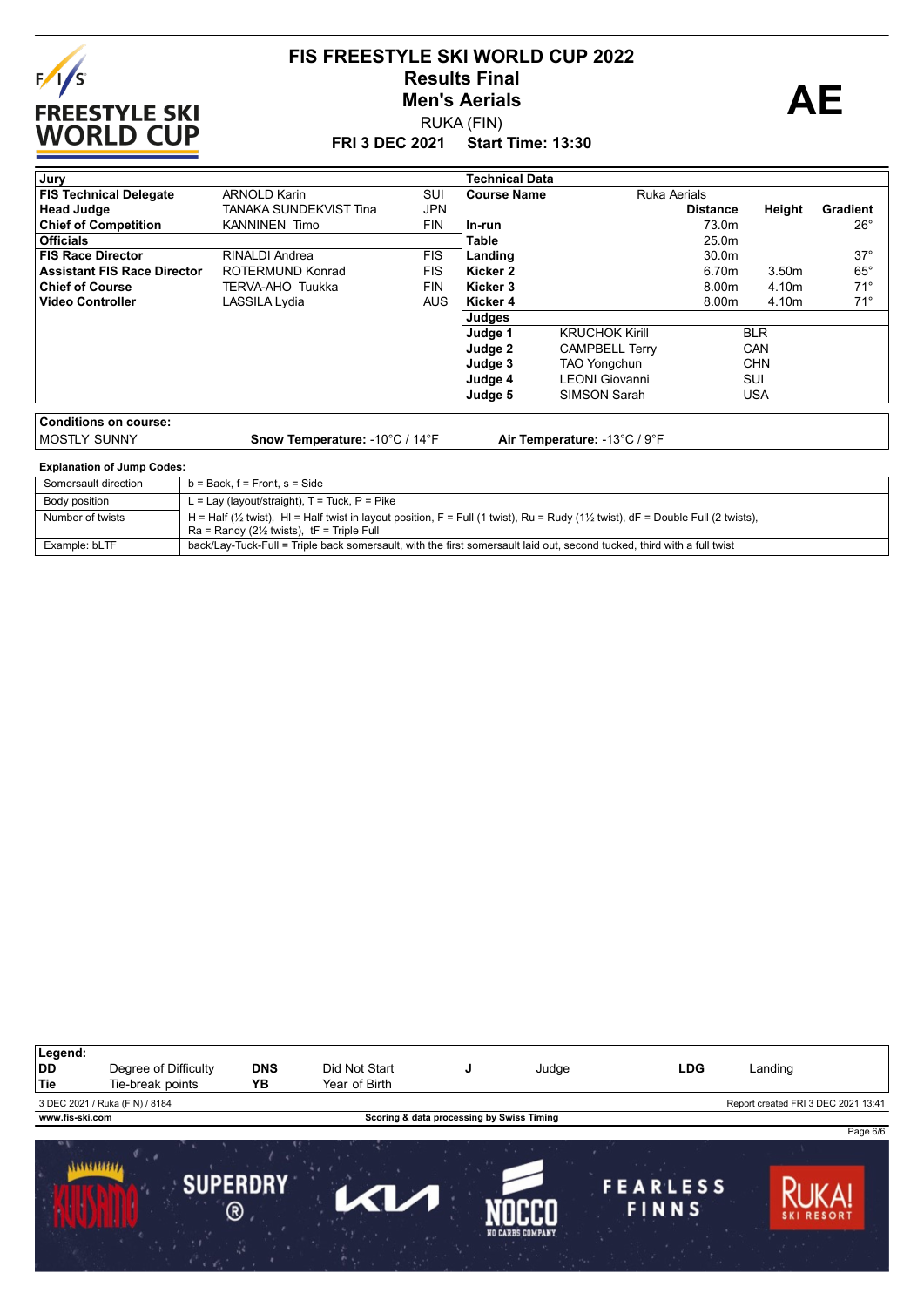# FIS FREESTYLE SKI WORLD CUP 2022

## Results Final

## Men's Aerials

RUKA (FIN)

**FRI 3 DEC 2021 Start Time: 13:30**

**AE**

| Jury | | |
|---|---|---|
| **FIS Technical Delegate** | ARNOLD Karin | SUI |
| **Head Judge** | TANAKA SUNDEKVIST Tina | JPN |
| **Chief of Competition** | KANNINEN Timo | FIN |
| **Officials** | | |
| **FIS Race Director** | RINALDI Andrea | FIS |
| **Assistant FIS Race Director** | ROTERMUND Konrad | FIS |
| **Chief of Course** | TERVA-AHO Tuukka | FIN |
| **Video Controller** | LASSILA Lydia | AUS |

| Technical Data | | | |
|---|---|---|---|
| **Course Name** | Ruka Aerials | | |
| | **Distance** | **Height** | **Gradient** |
| **In-run** | 73.0m | | 26° |
| **Table** | 25.0m | | |
| **Landing** | 30.0m | | 37° |
| **Kicker 2** | 6.70m | 3.50m | 65° |
| **Kicker 3** | 8.00m | 4.10m | 71° |
| **Kicker 4** | 8.00m | 4.10m | 71° |

| Judges | | |
|---|---|---|
| **Judge 1** | KRUCHOK Kirill | BLR |
| **Judge 2** | CAMPBELL Terry | CAN |
| **Judge 3** | TAO Yongchun | CHN |
| **Judge 4** | LEONI Giovanni | SUI |
| **Judge 5** | SIMSON Sarah | USA |

**Conditions on course:**

MOSTLY SUNNY **Snow Temperature:** -10°C / 14°F **Air Temperature:** -13°C / 9°F

**Explanation of Jump Codes:**

| | |
|---|---|
| Somersault direction | b = Back, f = Front, s = Side |
| Body position | L = Lay (layout/straight), T = Tuck, P = Pike |
| Number of twists | H = Half (½ twist), Hl = Half twist in layout position, F = Full (1 twist), Ru = Rudy (1½ twist), dF = Double Full (2 twists), Ra = Randy (2½ twists), tF = Triple Full |
| Example: bLTF | back/Lay-Tuck-Full = Triple back somersault, with the first somersault laid out, second tucked, third with a full twist |

| Legend: | | | | | | | |
|---|---|---|---|---|---|---|---|
| **DD** | Degree of Difficulty | **DNS** | Did Not Start | **J** | Judge | **LDG** | Landing |
| **Tie** | Tie-break points | **YB** | Year of Birth | | | | |

3 DEC 2021 / Ruka (FIN) / 8184

Report created FRI 3 DEC 2021 13:41

www.fis-ski.com

Scoring & data processing by Swiss Timing